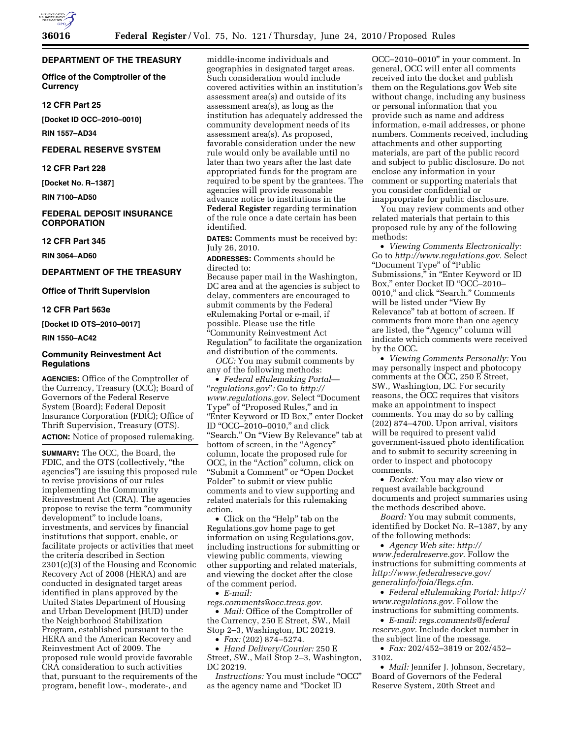## DEPARTMENT OF THE TREASURY

### Office of the Comptroller of the Currency

### 12 CFR Part 25

**[Docket ID OCC–2010–0010]**

**RIN 1557–AD34**

## FEDERAL RESERVE SYSTEM

### 12 CFR Part 228

**[Docket No. R–1387]**

**RIN 7100–AD50**

## FEDERAL DEPOSIT INSURANCE CORPORATION

### 12 CFR Part 345

**RIN 3064–AD60**

## DEPARTMENT OF THE TREASURY

### Office of Thrift Supervision

### 12 CFR Part 563e

**[Docket ID OTS–2010–0017]**

**RIN 1550–AC42**

### Community Reinvestment Act Regulations

**AGENCIES:** Office of the Comptroller of the Currency, Treasury (OCC); Board of Governors of the Federal Reserve System (Board); Federal Deposit Insurance Corporation (FDIC); Office of Thrift Supervision, Treasury (OTS).

**ACTION:** Notice of proposed rulemaking.

**SUMMARY:** The OCC, the Board, the FDIC, and the OTS (collectively, "the agencies") are issuing this proposed rule to revise provisions of our rules implementing the Community Reinvestment Act (CRA). The agencies propose to revise the term "community development" to include loans, investments, and services by financial institutions that support, enable, or facilitate projects or activities that meet the criteria described in Section 2301(c)(3) of the Housing and Economic Recovery Act of 2008 (HERA) and are conducted in designated target areas identified in plans approved by the United States Department of Housing and Urban Development (HUD) under the Neighborhood Stabilization Program, established pursuant to the HERA and the American Recovery and Reinvestment Act of 2009. The proposed rule would provide favorable CRA consideration to such activities that, pursuant to the requirements of the program, benefit low-, moderate-, and middle-income individuals and geographies in designated target areas. Such consideration would include covered activities within an institution's assessment area(s) and outside of its assessment area(s), as long as the institution has adequately addressed the community development needs of its assessment area(s). As proposed, favorable consideration under the new rule would only be available until no later than two years after the last date appropriated funds for the program are required to be spent by the grantees. The agencies will provide reasonable advance notice to institutions in the **Federal Register** regarding termination of the rule once a date certain has been identified.

**DATES:** Comments must be received by: July 26, 2010.

**ADDRESSES:** Comments should be directed to:

Because paper mail in the Washington, DC area and at the agencies is subject to delay, commenters are encouraged to submit comments by the Federal eRulemaking Portal or e-mail, if possible. Please use the title "Community Reinvestment Act Regulation" to facilitate the organization and distribution of the comments.

*OCC:* You may submit comments by any of the following methods:

- *Federal eRulemaking Portal—"regulations.gov":* Go to *http://www.regulations.gov.* Select "Document Type" of "Proposed Rules," and in "Enter Keyword or ID Box," enter Docket ID "OCC–2010–0010," and click "Search." On "View By Relevance" tab at bottom of screen, in the "Agency" column, locate the proposed rule for OCC, in the "Action" column, click on "Submit a Comment" or "Open Docket Folder" to submit or view public comments and to view supporting and related materials for this rulemaking action.
- Click on the "Help" tab on the Regulations.gov home page to get information on using Regulations.gov, including instructions for submitting or viewing public comments, viewing other supporting and related materials, and viewing the docket after the close of the comment period.
- *E-mail: regs.comments@occ.treas.gov.*
- *Mail:* Office of the Comptroller of the Currency, 250 E Street, SW., Mail Stop 2–3, Washington, DC 20219.
- *Fax:* (202) 874–5274.
- *Hand Delivery/Courier:* 250 E Street, SW., Mail Stop 2–3, Washington, DC 20219.

*Instructions:* You must include "OCC" as the agency name and "Docket ID OCC–2010–0010" in your comment. In general, OCC will enter all comments received into the docket and publish them on the Regulations.gov Web site without change, including any business or personal information that you provide such as name and address information, e-mail addresses, or phone numbers. Comments received, including attachments and other supporting materials, are part of the public record and subject to public disclosure. Do not enclose any information in your comment or supporting materials that you consider confidential or inappropriate for public disclosure.

You may review comments and other related materials that pertain to this proposed rule by any of the following methods:

- *Viewing Comments Electronically:* Go to *http://www.regulations.gov.* Select "Document Type" of "Public Submissions," in "Enter Keyword or ID Box," enter Docket ID "OCC–2010–0010," and click "Search." Comments will be listed under "View By Relevance" tab at bottom of screen. If comments from more than one agency are listed, the "Agency" column will indicate which comments were received by the OCC.
- *Viewing Comments Personally:* You may personally inspect and photocopy comments at the OCC, 250 E Street, SW., Washington, DC. For security reasons, the OCC requires that visitors make an appointment to inspect comments. You may do so by calling (202) 874–4700. Upon arrival, visitors will be required to present valid government-issued photo identification and to submit to security screening in order to inspect and photocopy comments.
- *Docket:* You may also view or request available background documents and project summaries using the methods described above.

*Board:* You may submit comments, identified by Docket No. R–1387, by any of the following methods:

- *Agency Web site: http://www.federalreserve.gov.* Follow the instructions for submitting comments at *http://www.federalreserve.gov/generalinfo/foia/Regs.cfm.*
- *Federal eRulemaking Portal: http://www.regulations.gov.* Follow the instructions for submitting comments.
- *E-mail: regs.comments@federalreserve.gov.* Include docket number in the subject line of the message.
- *Fax:* 202/452–3819 or 202/452–3102.
- *Mail:* Jennifer J. Johnson, Secretary, Board of Governors of the Federal Reserve System, 20th Street and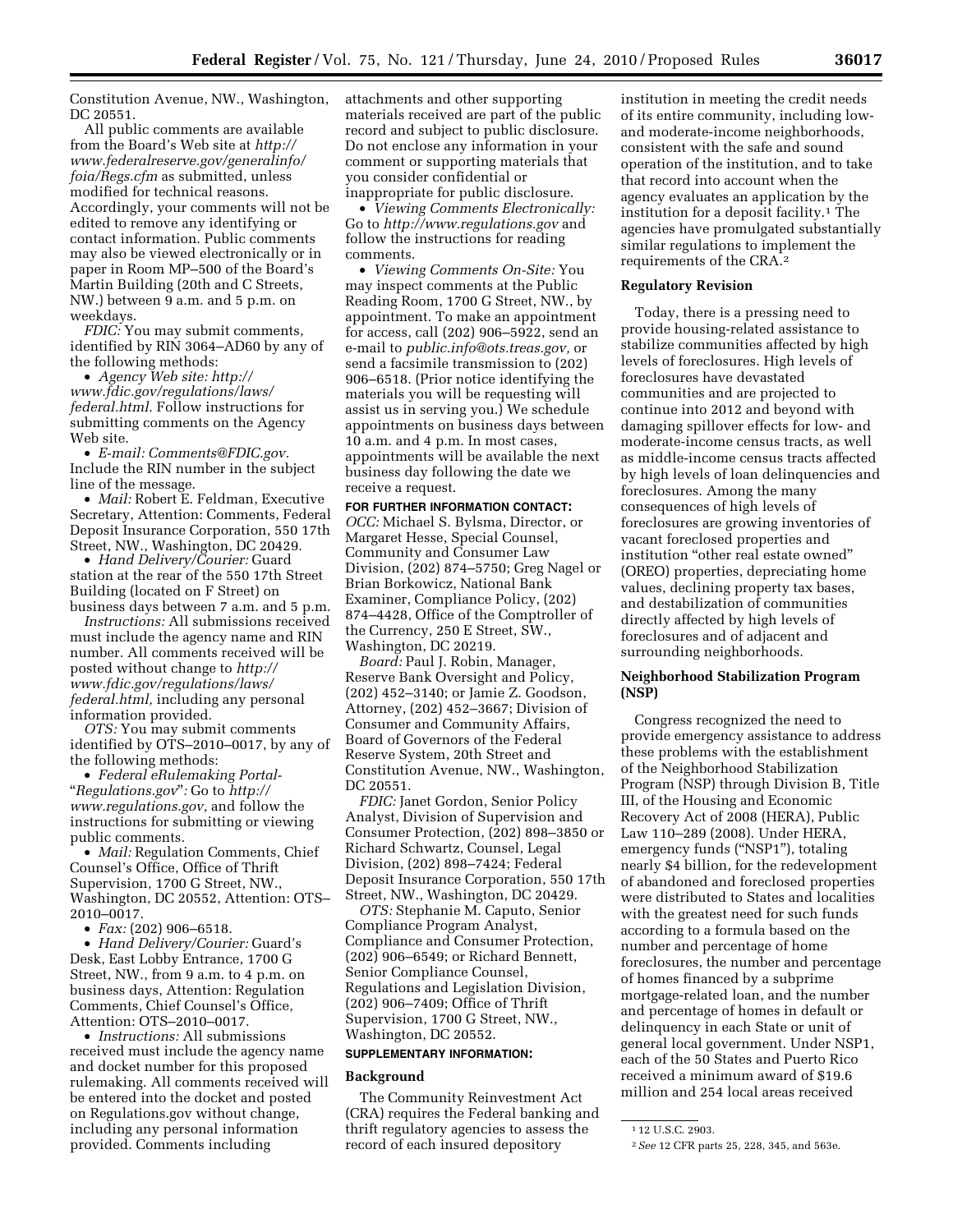Constitution Avenue, NW., Washington, DC 20551.

All public comments are available from the Board's Web site at *http://www.federalreserve.gov/generalinfo/foia/Regs.cfm* as submitted, unless modified for technical reasons. Accordingly, your comments will not be edited to remove any identifying or contact information. Public comments may also be viewed electronically or in paper in Room MP–500 of the Board's Martin Building (20th and C Streets, NW.) between 9 a.m. and 5 p.m. on weekdays.

*FDIC:* You may submit comments, identified by RIN 3064–AD60 by any of the following methods:

- *Agency Web site: http://www.fdic.gov/regulations/laws/federal.html.* Follow instructions for submitting comments on the Agency Web site.
- *E-mail: Comments@FDIC.gov.* Include the RIN number in the subject line of the message.
- *Mail:* Robert E. Feldman, Executive Secretary, Attention: Comments, Federal Deposit Insurance Corporation, 550 17th Street, NW., Washington, DC 20429.
- *Hand Delivery/Courier:* Guard station at the rear of the 550 17th Street Building (located on F Street) on business days between 7 a.m. and 5 p.m.

*Instructions:* All submissions received must include the agency name and RIN number. All comments received will be posted without change to *http://www.fdic.gov/regulations/laws/federal.html,* including any personal information provided.

*OTS:* You may submit comments identified by OTS–2010–0017, by any of the following methods:

- *Federal eRulemaking Portal- "Regulations.gov":* Go to *http://www.regulations.gov,* and follow the instructions for submitting or viewing public comments.
- *Mail:* Regulation Comments, Chief Counsel's Office, Office of Thrift Supervision, 1700 G Street, NW., Washington, DC 20552, Attention: OTS–2010–0017.
- *Fax:* (202) 906–6518.
- *Hand Delivery/Courier:* Guard's Desk, East Lobby Entrance, 1700 G Street, NW., from 9 a.m. to 4 p.m. on business days, Attention: Regulation Comments, Chief Counsel's Office, Attention: OTS–2010–0017.
- *Instructions:* All submissions received must include the agency name and docket number for this proposed rulemaking. All comments received will be entered into the docket and posted on Regulations.gov without change, including any personal information provided. Comments including attachments and other supporting materials received are part of the public record and subject to public disclosure. Do not enclose any information in your comment or supporting materials that you consider confidential or inappropriate for public disclosure.
- *Viewing Comments Electronically:* Go to *http://www.regulations.gov* and follow the instructions for reading comments.
- *Viewing Comments On-Site:* You may inspect comments at the Public Reading Room, 1700 G Street, NW., by appointment. To make an appointment for access, call (202) 906–5922, send an e-mail to *public.info@ots.treas.gov,* or send a facsimile transmission to (202) 906–6518. (Prior notice identifying the materials you will be requesting will assist us in serving you.) We schedule appointments on business days between 10 a.m. and 4 p.m. In most cases, appointments will be available the next business day following the date we receive a request.

**FOR FURTHER INFORMATION CONTACT:**

*OCC:* Michael S. Bylsma, Director, or Margaret Hesse, Special Counsel, Community and Consumer Law Division, (202) 874–5750; Greg Nagel or Brian Borkowicz, National Bank Examiner, Compliance Policy, (202) 874–4428, Office of the Comptroller of the Currency, 250 E Street, SW., Washington, DC 20219.

*Board:* Paul J. Robin, Manager, Reserve Bank Oversight and Policy, (202) 452–3140; or Jamie Z. Goodson, Attorney, (202) 452–3667; Division of Consumer and Community Affairs, Board of Governors of the Federal Reserve System, 20th Street and Constitution Avenue, NW., Washington, DC 20551.

*FDIC:* Janet Gordon, Senior Policy Analyst, Division of Supervision and Consumer Protection, (202) 898–3850 or Richard Schwartz, Counsel, Legal Division, (202) 898–7424; Federal Deposit Insurance Corporation, 550 17th Street, NW., Washington, DC 20429.

*OTS:* Stephanie M. Caputo, Senior Compliance Program Analyst, Compliance and Consumer Protection, (202) 906–6549; or Richard Bennett, Senior Compliance Counsel, Regulations and Legislation Division, (202) 906–7409; Office of Thrift Supervision, 1700 G Street, NW., Washington, DC 20552.

**SUPPLEMENTARY INFORMATION:**

## Background

The Community Reinvestment Act (CRA) requires the Federal banking and thrift regulatory agencies to assess the record of each insured depository institution in meeting the credit needs of its entire community, including low- and moderate-income neighborhoods, consistent with the safe and sound operation of the institution, and to take that record into account when the agency evaluates an application by the institution for a deposit facility.[1] The agencies have promulgated substantially similar regulations to implement the requirements of the CRA.[2]

## Regulatory Revision

Today, there is a pressing need to provide housing-related assistance to stabilize communities affected by high levels of foreclosures. High levels of foreclosures have devastated communities and are projected to continue into 2012 and beyond with damaging spillover effects for low- and moderate-income census tracts, as well as middle-income census tracts affected by high levels of loan delinquencies and foreclosures. Among the many consequences of high levels of foreclosures are growing inventories of vacant foreclosed properties and institution "other real estate owned" (OREO) properties, depreciating home values, declining property tax bases, and destabilization of communities directly affected by high levels of foreclosures and of adjacent and surrounding neighborhoods.

## Neighborhood Stabilization Program (NSP)

Congress recognized the need to provide emergency assistance to address these problems with the establishment of the Neighborhood Stabilization Program (NSP) through Division B, Title III, of the Housing and Economic Recovery Act of 2008 (HERA), Public Law 110–289 (2008). Under HERA, emergency funds ("NSP1"), totaling nearly $4 billion, for the redevelopment of abandoned and foreclosed properties were distributed to States and localities with the greatest need for such funds according to a formula based on the number and percentage of home foreclosures, the number and percentage of homes financed by a subprime mortgage-related loan, and the number and percentage of homes in default or delinquency in each State or unit of general local government. Under NSP1, each of the 50 States and Puerto Rico received a minimum award of $19.6 million and 254 local areas received

[1] 12 U.S.C. 2903.

[2] *See* 12 CFR parts 25, 228, 345, and 563e.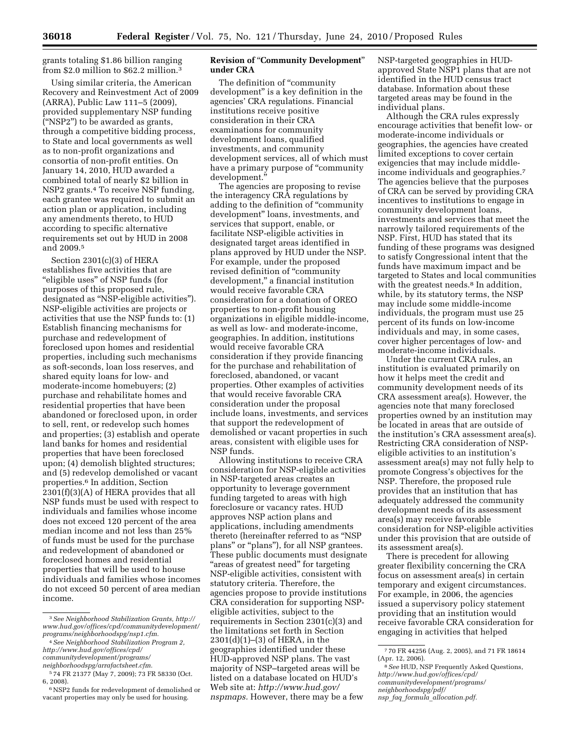grants totaling $1.86 billion ranging from $2.0 million to $62.2 million.[3]

Using similar criteria, the American Recovery and Reinvestment Act of 2009 (ARRA), Public Law 111–5 (2009), provided supplementary NSP funding ("NSP2") to be awarded as grants, through a competitive bidding process, to State and local governments as well as to non-profit organizations and consortia of non-profit entities. On January 14, 2010, HUD awarded a combined total of nearly $2 billion in NSP2 grants.[4] To receive NSP funding, each grantee was required to submit an action plan or application, including any amendments thereto, to HUD according to specific alternative requirements set out by HUD in 2008 and 2009.[5]

Section 2301(c)(3) of HERA establishes five activities that are "eligible uses" of NSP funds (for purposes of this proposed rule, designated as "NSP-eligible activities"). NSP-eligible activities are projects or activities that use the NSP funds to: (1) Establish financing mechanisms for purchase and redevelopment of foreclosed upon homes and residential properties, including such mechanisms as soft-seconds, loan loss reserves, and shared equity loans for low- and moderate-income homebuyers; (2) purchase and rehabilitate homes and residential properties that have been abandoned or foreclosed upon, in order to sell, rent, or redevelop such homes and properties; (3) establish and operate land banks for homes and residential properties that have been foreclosed upon; (4) demolish blighted structures; and (5) redevelop demolished or vacant properties.[6] In addition, Section 2301(f)(3)(A) of HERA provides that all NSP funds must be used with respect to individuals and families whose income does not exceed 120 percent of the area median income and not less than 25% of funds must be used for the purchase and redevelopment of abandoned or foreclosed homes and residential properties that will be used to house individuals and families whose incomes do not exceed 50 percent of area median income.

## Revision of "Community Development" under CRA

The definition of "community development" is a key definition in the agencies' CRA regulations. Financial institutions receive positive consideration in their CRA examinations for community development loans, qualified investments, and community development services, all of which must have a primary purpose of "community development."

The agencies are proposing to revise the interagency CRA regulations by adding to the definition of "community development" loans, investments, and services that support, enable, or facilitate NSP-eligible activities in designated target areas identified in plans approved by HUD under the NSP. For example, under the proposed revised definition of "community development," a financial institution would receive favorable CRA consideration for a donation of OREO properties to non-profit housing organizations in eligible middle-income, as well as low- and moderate-income, geographies. In addition, institutions would receive favorable CRA consideration if they provide financing for the purchase and rehabilitation of foreclosed, abandoned, or vacant properties. Other examples of activities that would receive favorable CRA consideration under the proposal include loans, investments, and services that support the redevelopment of demolished or vacant properties in such areas, consistent with eligible uses for NSP funds.

Allowing institutions to receive CRA consideration for NSP-eligible activities in NSP-targeted areas creates an opportunity to leverage government funding targeted to areas with high foreclosure or vacancy rates. HUD approves NSP action plans and applications, including amendments thereto (hereinafter referred to as "NSP plans" or "plans"), for all NSP grantees. These public documents must designate "areas of greatest need" for targeting NSP-eligible activities, consistent with statutory criteria. Therefore, the agencies propose to provide institutions CRA consideration for supporting NSP-eligible activities, subject to the requirements in Section 2301(c)(3) and the limitations set forth in Section 2301(d)(1)–(3) of HERA, in the geographies identified under these HUD-approved NSP plans. The vast majority of NSP–targeted areas will be listed on a database located on HUD's Web site at: *http://www.hud.gov/nspmaps.* However, there may be a few NSP-targeted geographies in HUD-approved State NSP1 plans that are not identified in the HUD census tract database. Information about these targeted areas may be found in the individual plans.

Although the CRA rules expressly encourage activities that benefit low- or moderate-income individuals or geographies, the agencies have created limited exceptions to cover certain exigencies that may include middle-income individuals and geographies.[7] The agencies believe that the purposes of CRA can be served by providing CRA incentives to institutions to engage in community development loans, investments and services that meet the narrowly tailored requirements of the NSP. First, HUD has stated that its funding of these programs was designed to satisfy Congressional intent that the funds have maximum impact and be targeted to States and local communities with the greatest needs.[8] In addition, while, by its statutory terms, the NSP may include some middle-income individuals, the program must use 25 percent of its funds on low-income individuals and may, in some cases, cover higher percentages of low- and moderate-income individuals.

Under the current CRA rules, an institution is evaluated primarily on how it helps meet the credit and community development needs of its CRA assessment area(s). However, the agencies note that many foreclosed properties owned by an institution may be located in areas that are outside of the institution's CRA assessment area(s). Restricting CRA consideration of NSP-eligible activities to an institution's assessment area(s) may not fully help to promote Congress's objectives for the NSP. Therefore, the proposed rule provides that an institution that has adequately addressed the community development needs of its assessment area(s) may receive favorable consideration for NSP-eligible activities under this provision that are outside of its assessment area(s).

There is precedent for allowing greater flexibility concerning the CRA focus on assessment area(s) in certain temporary and exigent circumstances. For example, in 2006, the agencies issued a supervisory policy statement providing that an institution would receive favorable CRA consideration for engaging in activities that helped

---

[3] *See Neighborhood Stabilization Grants, http://www.hud.gov/offices/cpd/communitydevelopment/programs/neighborhoodspg/nsp1.cfm.*

[4] *See Neighborhood Stabilization Program 2, http://www.hud.gov/offices/cpd/communitydevelopment/programs/neighborhoodspg/arrafactsheet.cfm.*

[5] 74 FR 21377 (May 7, 2009); 73 FR 58330 (Oct. 6, 2008).

[6] NSP2 funds for redevelopment of demolished or vacant properties may only be used for housing.

[7] 70 FR 44256 (Aug. 2, 2005), and 71 FR 18614 (Apr. 12, 2006).

[8] *See* HUD, NSP Frequently Asked Questions, *http://www.hud.gov/offices/cpd/communitydevelopment/programs/neighborhoodspg/pdf/nsp_faq_formula_allocation.pdf.*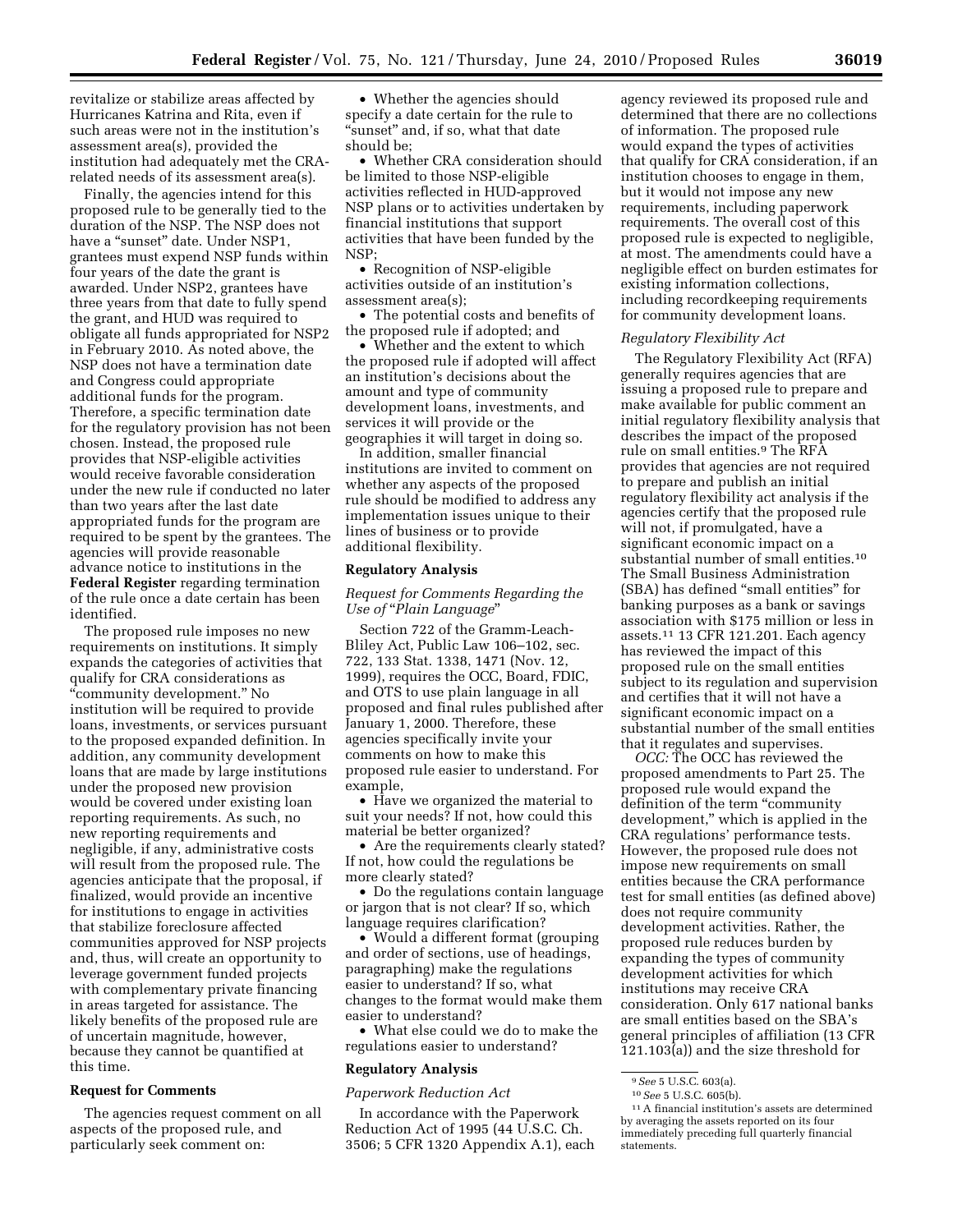revitalize or stabilize areas affected by Hurricanes Katrina and Rita, even if such areas were not in the institution's assessment area(s), provided the institution had adequately met the CRA-related needs of its assessment area(s).

Finally, the agencies intend for this proposed rule to be generally tied to the duration of the NSP. The NSP does not have a "sunset" date. Under NSP1, grantees must expend NSP funds within four years of the date the grant is awarded. Under NSP2, grantees have three years from that date to fully spend the grant, and HUD was required to obligate all funds appropriated for NSP2 in February 2010. As noted above, the NSP does not have a termination date and Congress could appropriate additional funds for the program. Therefore, a specific termination date for the regulatory provision has not been chosen. Instead, the proposed rule provides that NSP-eligible activities would receive favorable consideration under the new rule if conducted no later than two years after the last date appropriated funds for the program are required to be spent by the grantees. The agencies will provide reasonable advance notice to institutions in the **Federal Register** regarding termination of the rule once a date certain has been identified.

The proposed rule imposes no new requirements on institutions. It simply expands the categories of activities that qualify for CRA considerations as "community development." No institution will be required to provide loans, investments, or services pursuant to the proposed expanded definition. In addition, any community development loans that are made by large institutions under the proposed new provision would be covered under existing loan reporting requirements. As such, no new reporting requirements and negligible, if any, administrative costs will result from the proposed rule. The agencies anticipate that the proposal, if finalized, would provide an incentive for institutions to engage in activities that stabilize foreclosure affected communities approved for NSP projects and, thus, will create an opportunity to leverage government funded projects with complementary private financing in areas targeted for assistance. The likely benefits of the proposed rule are of uncertain magnitude, however, because they cannot be quantified at this time.

## Request for Comments

The agencies request comment on all aspects of the proposed rule, and particularly seek comment on:

- Whether the agencies should specify a date certain for the rule to "sunset" and, if so, what that date should be;
- Whether CRA consideration should be limited to those NSP-eligible activities reflected in HUD-approved NSP plans or to activities undertaken by financial institutions that support activities that have been funded by the NSP;
- Recognition of NSP-eligible activities outside of an institution's assessment area(s);
- The potential costs and benefits of the proposed rule if adopted; and
- Whether and the extent to which the proposed rule if adopted will affect an institution's decisions about the amount and type of community development loans, investments, and services it will provide or the geographies it will target in doing so.

In addition, smaller financial institutions are invited to comment on whether any aspects of the proposed rule should be modified to address any implementation issues unique to their lines of business or to provide additional flexibility.

## Regulatory Analysis

### *Request for Comments Regarding the Use of "Plain Language"*

Section 722 of the Gramm-Leach-Bliley Act, Public Law 106–102, sec. 722, 133 Stat. 1338, 1471 (Nov. 12, 1999), requires the OCC, Board, FDIC, and OTS to use plain language in all proposed and final rules published after January 1, 2000. Therefore, these agencies specifically invite your comments on how to make this proposed rule easier to understand. For example,

- Have we organized the material to suit your needs? If not, how could this material be better organized?
- Are the requirements clearly stated? If not, how could the regulations be more clearly stated?
- Do the regulations contain language or jargon that is not clear? If so, which language requires clarification?
- Would a different format (grouping and order of sections, use of headings, paragraphing) make the regulations easier to understand? If so, what changes to the format would make them easier to understand?
- What else could we do to make the regulations easier to understand?

## Regulatory Analysis

### *Paperwork Reduction Act*

In accordance with the Paperwork Reduction Act of 1995 (44 U.S.C. Ch. 3506; 5 CFR 1320 Appendix A.1), each agency reviewed its proposed rule and determined that there are no collections of information. The proposed rule would expand the types of activities that qualify for CRA consideration, if an institution chooses to engage in them, but it would not impose any new requirements, including paperwork requirements. The overall cost of this proposed rule is expected to negligible, at most. The amendments could have a negligible effect on burden estimates for existing information collections, including recordkeeping requirements for community development loans.

### *Regulatory Flexibility Act*

The Regulatory Flexibility Act (RFA) generally requires agencies that are issuing a proposed rule to prepare and make available for public comment an initial regulatory flexibility analysis that describes the impact of the proposed rule on small entities.[9] The RFA provides that agencies are not required to prepare and publish an initial regulatory flexibility act analysis if the agencies certify that the proposed rule will not, if promulgated, have a significant economic impact on a substantial number of small entities.[10] The Small Business Administration (SBA) has defined "small entities" for banking purposes as a bank or savings association with $175 million or less in assets.[11] 13 CFR 121.201. Each agency has reviewed the impact of this proposed rule on the small entities subject to its regulation and supervision and certifies that it will not have a significant economic impact on a substantial number of the small entities that it regulates and supervises.

*OCC:* The OCC has reviewed the proposed amendments to Part 25. The proposed rule would expand the definition of the term "community development," which is applied in the CRA regulations' performance tests. However, the proposed rule does not impose new requirements on small entities because the CRA performance test for small entities (as defined above) does not require community development activities. Rather, the proposed rule reduces burden by expanding the types of community development activities for which institutions may receive CRA consideration. Only 617 national banks are small entities based on the SBA's general principles of affiliation (13 CFR 121.103(a)) and the size threshold for

---

[9] *See* 5 U.S.C. 603(a).

[10] *See* 5 U.S.C. 605(b).

[11] A financial institution's assets are determined by averaging the assets reported on its four immediately preceding full quarterly financial statements.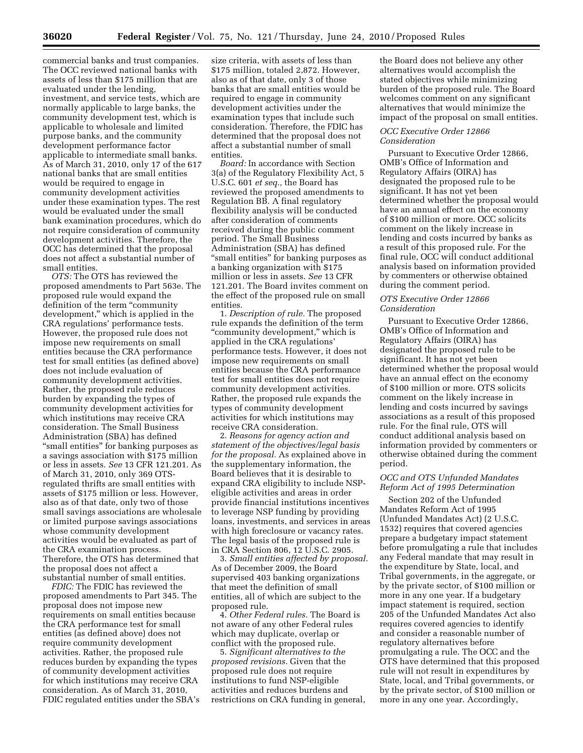commercial banks and trust companies. The OCC reviewed national banks with assets of less than $175 million that are evaluated under the lending, investment, and service tests, which are normally applicable to large banks, the community development test, which is applicable to wholesale and limited purpose banks, and the community development performance factor applicable to intermediate small banks. As of March 31, 2010, only 17 of the 617 national banks that are small entities would be required to engage in community development activities under these examination types. The rest would be evaluated under the small bank examination procedures, which do not require consideration of community development activities. Therefore, the OCC has determined that the proposal does not affect a substantial number of small entities.

*OTS:* The OTS has reviewed the proposed amendments to Part 563e. The proposed rule would expand the definition of the term "community development," which is applied in the CRA regulations' performance tests. However, the proposed rule does not impose new requirements on small entities because the CRA performance test for small entities (as defined above) does not include evaluation of community development activities. Rather, the proposed rule reduces burden by expanding the types of community development activities for which institutions may receive CRA consideration. The Small Business Administration (SBA) has defined "small entities" for banking purposes as a savings association with $175 million or less in assets. *See* 13 CFR 121.201. As of March 31, 2010, only 369 OTS-regulated thrifts are small entities with assets of $175 million or less. However, also as of that date, only two of those small savings associations are wholesale or limited purpose savings associations whose community development activities would be evaluated as part of the CRA examination process. Therefore, the OTS has determined that the proposal does not affect a substantial number of small entities.

*FDIC:* The FDIC has reviewed the proposed amendments to Part 345. The proposal does not impose new requirements on small entities because the CRA performance test for small entities (as defined above) does not require community development activities. Rather, the proposed rule reduces burden by expanding the types of community development activities for which institutions may receive CRA consideration. As of March 31, 2010, FDIC regulated entities under the SBA's size criteria, with assets of less than $175 million, totaled 2,872. However, also as of that date, only 3 of those banks that are small entities would be required to engage in community development activities under the examination types that include such consideration. Therefore, the FDIC has determined that the proposal does not affect a substantial number of small entities.

*Board:* In accordance with Section 3(a) of the Regulatory Flexibility Act, 5 U.S.C. 601 *et seq.,* the Board has reviewed the proposed amendments to Regulation BB. A final regulatory flexibility analysis will be conducted after consideration of comments received during the public comment period. The Small Business Administration (SBA) has defined "small entities" for banking purposes as a banking organization with $175 million or less in assets. *See* 13 CFR 121.201. The Board invites comment on the effect of the proposed rule on small entities.

1. *Description of rule.* The proposed rule expands the definition of the term "community development," which is applied in the CRA regulations' performance tests. However, it does not impose new requirements on small entities because the CRA performance test for small entities does not require community development activities. Rather, the proposed rule expands the types of community development activities for which institutions may receive CRA consideration.

2. *Reasons for agency action and statement of the objectives/legal basis for the proposal.* As explained above in the supplementary information, the Board believes that it is desirable to expand CRA eligibility to include NSP-eligible activities and areas in order provide financial institutions incentives to leverage NSP funding by providing loans, investments, and services in areas with high foreclosure or vacancy rates. The legal basis of the proposed rule is in CRA Section 806, 12 U.S.C. 2905.

3. *Small entities affected by proposal.* As of December 2009, the Board supervised 403 banking organizations that meet the definition of small entities, all of which are subject to the proposed rule.

4. *Other Federal rules.* The Board is not aware of any other Federal rules which may duplicate, overlap or conflict with the proposed rule.

5. *Significant alternatives to the proposed revisions.* Given that the proposed rule does not require institutions to fund NSP-eligible activities and reduces burdens and restrictions on CRA funding in general, the Board does not believe any other alternatives would accomplish the stated objectives while minimizing burden of the proposed rule. The Board welcomes comment on any significant alternatives that would minimize the impact of the proposal on small entities.

### *OCC Executive Order 12866 Consideration*

Pursuant to Executive Order 12866, OMB's Office of Information and Regulatory Affairs (OIRA) has designated the proposed rule to be significant. It has not yet been determined whether the proposal would have an annual effect on the economy of $100 million or more. OCC solicits comment on the likely increase in lending and costs incurred by banks as a result of this proposed rule. For the final rule, OCC will conduct additional analysis based on information provided by commenters or otherwise obtained during the comment period.

### *OTS Executive Order 12866 Consideration*

Pursuant to Executive Order 12866, OMB's Office of Information and Regulatory Affairs (OIRA) has designated the proposed rule to be significant. It has not yet been determined whether the proposal would have an annual effect on the economy of $100 million or more. OTS solicits comment on the likely increase in lending and costs incurred by savings associations as a result of this proposed rule. For the final rule, OTS will conduct additional analysis based on information provided by commenters or otherwise obtained during the comment period.

### *OCC and OTS Unfunded Mandates Reform Act of 1995 Determination*

Section 202 of the Unfunded Mandates Reform Act of 1995 (Unfunded Mandates Act) (2 U.S.C. 1532) requires that covered agencies prepare a budgetary impact statement before promulgating a rule that includes any Federal mandate that may result in the expenditure by State, local, and Tribal governments, in the aggregate, or by the private sector, of $100 million or more in any one year. If a budgetary impact statement is required, section 205 of the Unfunded Mandates Act also requires covered agencies to identify and consider a reasonable number of regulatory alternatives before promulgating a rule. The OCC and the OTS have determined that this proposed rule will not result in expenditures by State, local, and Tribal governments, or by the private sector, of $100 million or more in any one year. Accordingly,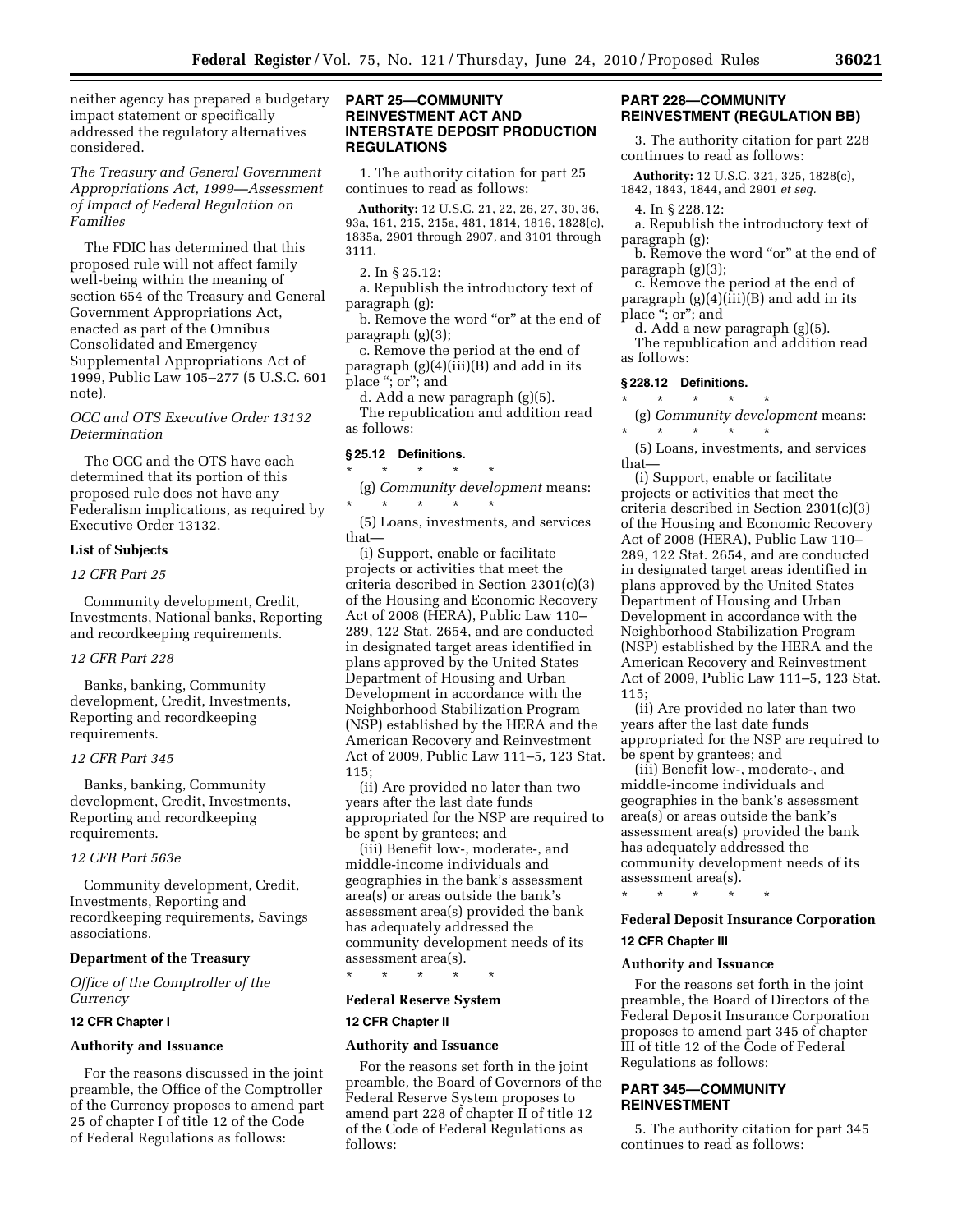neither agency has prepared a budgetary impact statement or specifically addressed the regulatory alternatives considered.

*The Treasury and General Government Appropriations Act, 1999—Assessment of Impact of Federal Regulation on Families*

The FDIC has determined that this proposed rule will not affect family well-being within the meaning of section 654 of the Treasury and General Government Appropriations Act, enacted as part of the Omnibus Consolidated and Emergency Supplemental Appropriations Act of 1999, Public Law 105–277 (5 U.S.C. 601 note).

*OCC and OTS Executive Order 13132 Determination*

The OCC and the OTS have each determined that its portion of this proposed rule does not have any Federalism implications, as required by Executive Order 13132.

**List of Subjects**

*12 CFR Part 25*

Community development, Credit, Investments, National banks, Reporting and recordkeeping requirements.

*12 CFR Part 228*

Banks, banking, Community development, Credit, Investments, Reporting and recordkeeping requirements.

*12 CFR Part 345*

Banks, banking, Community development, Credit, Investments, Reporting and recordkeeping requirements.

*12 CFR Part 563e*

Community development, Credit, Investments, Reporting and recordkeeping requirements, Savings associations.

**Department of the Treasury**

*Office of the Comptroller of the Currency*

**12 CFR Chapter I**

**Authority and Issuance**

For the reasons discussed in the joint preamble, the Office of the Comptroller of the Currency proposes to amend part 25 of chapter I of title 12 of the Code of Federal Regulations as follows:

## PART 25—COMMUNITY REINVESTMENT ACT AND INTERSTATE DEPOSIT PRODUCTION REGULATIONS

1. The authority citation for part 25 continues to read as follows:

**Authority:** 12 U.S.C. 21, 22, 26, 27, 30, 36, 93a, 161, 215, 215a, 481, 1814, 1816, 1828(c), 1835a, 2901 through 2907, and 3101 through 3111.

2. In § 25.12:

a. Republish the introductory text of paragraph (g):

b. Remove the word "or" at the end of paragraph (g)(3);

c. Remove the period at the end of paragraph (g)(4)(iii)(B) and add in its place "; or"; and

d. Add a new paragraph (g)(5).

The republication and addition read as follows:

**§ 25.12 Definitions.**

\* \* \* \* \*

(g) *Community development* means:

\* \* \* \* \*

(5) Loans, investments, and services that—

(i) Support, enable or facilitate projects or activities that meet the criteria described in Section 2301(c)(3) of the Housing and Economic Recovery Act of 2008 (HERA), Public Law 110–289, 122 Stat. 2654, and are conducted in designated target areas identified in plans approved by the United States Department of Housing and Urban Development in accordance with the Neighborhood Stabilization Program (NSP) established by the HERA and the American Recovery and Reinvestment Act of 2009, Public Law 111–5, 123 Stat. 115;

(ii) Are provided no later than two years after the last date funds appropriated for the NSP are required to be spent by grantees; and

(iii) Benefit low-, moderate-, and middle-income individuals and geographies in the bank's assessment area(s) or areas outside the bank's assessment area(s) provided the bank has adequately addressed the community development needs of its assessment area(s).

\* \* \* \* \*

**Federal Reserve System**

**12 CFR Chapter II**

**Authority and Issuance**

For the reasons set forth in the joint preamble, the Board of Governors of the Federal Reserve System proposes to amend part 228 of chapter II of title 12 of the Code of Federal Regulations as follows:

## PART 228—COMMUNITY REINVESTMENT (REGULATION BB)

3. The authority citation for part 228 continues to read as follows:

**Authority:** 12 U.S.C. 321, 325, 1828(c), 1842, 1843, 1844, and 2901 *et seq.*

4. In § 228.12:

a. Republish the introductory text of paragraph (g):

b. Remove the word "or" at the end of paragraph (g)(3);

c. Remove the period at the end of paragraph (g)(4)(iii)(B) and add in its place "; or"; and

d. Add a new paragraph (g)(5).

The republication and addition read as follows:

**§ 228.12 Definitions.**

\* \* \* \* \*

(g) *Community development* means:

\* \* \* \* \*

(5) Loans, investments, and services that—

(i) Support, enable or facilitate projects or activities that meet the criteria described in Section 2301(c)(3) of the Housing and Economic Recovery Act of 2008 (HERA), Public Law 110–289, 122 Stat. 2654, and are conducted in designated target areas identified in plans approved by the United States Department of Housing and Urban Development in accordance with the Neighborhood Stabilization Program (NSP) established by the HERA and the American Recovery and Reinvestment Act of 2009, Public Law 111–5, 123 Stat. 115;

(ii) Are provided no later than two years after the last date funds appropriated for the NSP are required to be spent by grantees; and

(iii) Benefit low-, moderate-, and middle-income individuals and geographies in the bank's assessment area(s) or areas outside the bank's assessment area(s) provided the bank has adequately addressed the community development needs of its assessment area(s).

\* \* \* \* \*

**Federal Deposit Insurance Corporation**

**12 CFR Chapter III**

**Authority and Issuance**

For the reasons set forth in the joint preamble, the Board of Directors of the Federal Deposit Insurance Corporation proposes to amend part 345 of chapter III of title 12 of the Code of Federal Regulations as follows:

## PART 345—COMMUNITY REINVESTMENT

5. The authority citation for part 345 continues to read as follows: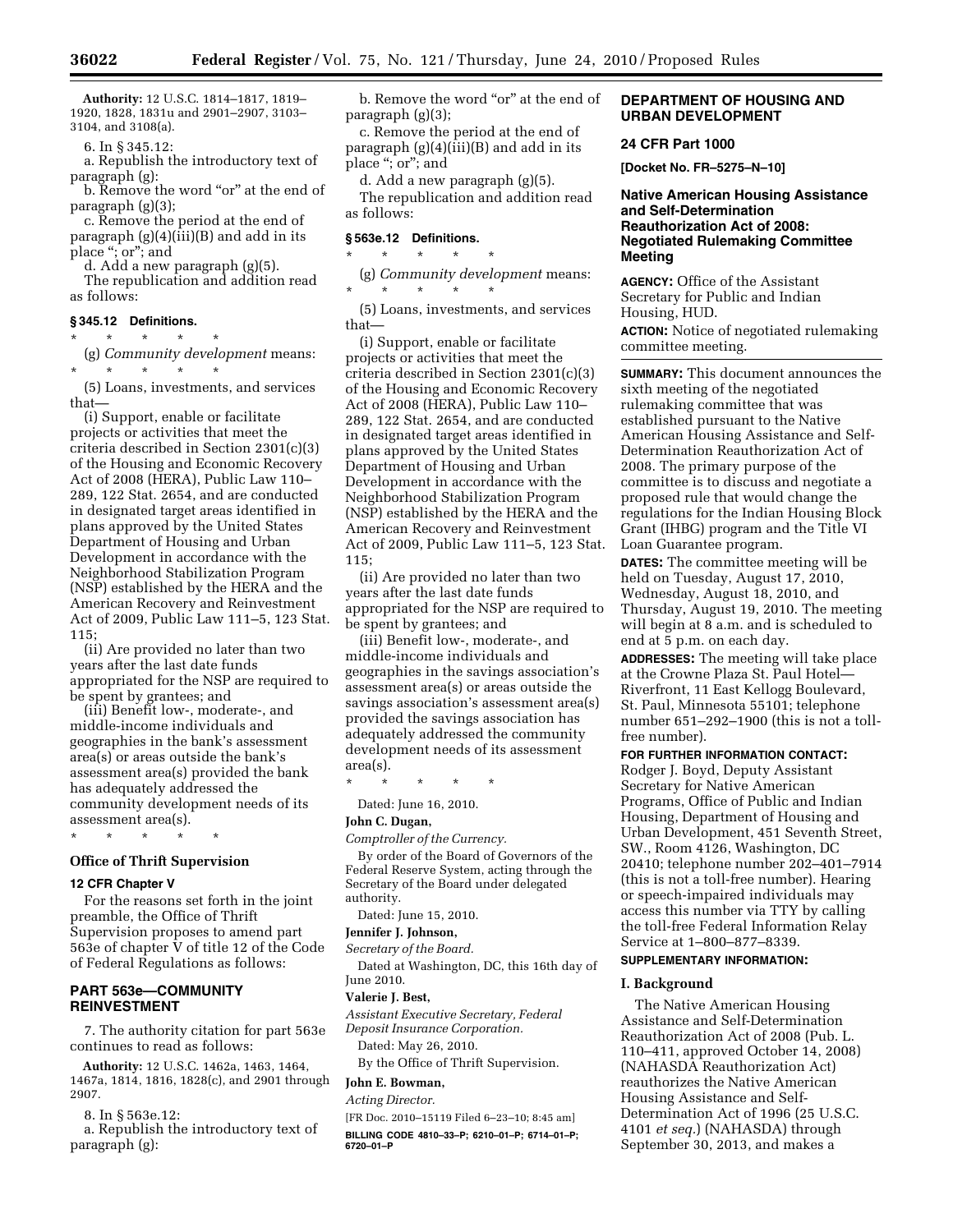**Authority:** 12 U.S.C. 1814–1817, 1819–1920, 1828, 1831u and 2901–2907, 3103–3104, and 3108(a).

6. In § 345.12:

a. Republish the introductory text of paragraph (g):

b. Remove the word "or" at the end of paragraph (g)(3);

c. Remove the period at the end of paragraph (g)(4)(iii)(B) and add in its place "; or"; and

d. Add a new paragraph (g)(5).

The republication and addition read as follows:

### § 345.12 Definitions.

\* \* \* \* \*

(g) *Community development* means:

\* \* \* \* \*

(5) Loans, investments, and services that—

(i) Support, enable or facilitate projects or activities that meet the criteria described in Section 2301(c)(3) of the Housing and Economic Recovery Act of 2008 (HERA), Public Law 110–289, 122 Stat. 2654, and are conducted in designated target areas identified in plans approved by the United States Department of Housing and Urban Development in accordance with the Neighborhood Stabilization Program (NSP) established by the HERA and the American Recovery and Reinvestment Act of 2009, Public Law 111–5, 123 Stat. 115;

(ii) Are provided no later than two years after the last date funds appropriated for the NSP are required to be spent by grantees; and

(iii) Benefit low-, moderate-, and middle-income individuals and geographies in the bank's assessment area(s) or areas outside the bank's assessment area(s) provided the bank has adequately addressed the community development needs of its assessment area(s).

\* \* \* \* \*

### Office of Thrift Supervision

#### 12 CFR Chapter V

For the reasons set forth in the joint preamble, the Office of Thrift Supervision proposes to amend part 563e of chapter V of title 12 of the Code of Federal Regulations as follows:

## PART 563e—COMMUNITY REINVESTMENT

7. The authority citation for part 563e continues to read as follows:

**Authority:** 12 U.S.C. 1462a, 1463, 1464, 1467a, 1814, 1816, 1828(c), and 2901 through 2907.

8. In § 563e.12:

a. Republish the introductory text of paragraph (g):

b. Remove the word "or" at the end of paragraph (g)(3);

c. Remove the period at the end of paragraph (g)(4)(iii)(B) and add in its place "; or"; and

d. Add a new paragraph (g)(5).

The republication and addition read as follows:

### § 563e.12 Definitions.

\* \* \* \* \*

(g) *Community development* means:

\* \* \* \* \*

(5) Loans, investments, and services that—

(i) Support, enable or facilitate projects or activities that meet the criteria described in Section 2301(c)(3) of the Housing and Economic Recovery Act of 2008 (HERA), Public Law 110–289, 122 Stat. 2654, and are conducted in designated target areas identified in plans approved by the United States Department of Housing and Urban Development in accordance with the Neighborhood Stabilization Program (NSP) established by the HERA and the American Recovery and Reinvestment Act of 2009, Public Law 111–5, 123 Stat. 115;

(ii) Are provided no later than two years after the last date funds appropriated for the NSP are required to be spent by grantees; and

(iii) Benefit low-, moderate-, and middle-income individuals and geographies in the savings association's assessment area(s) or areas outside the savings association's assessment area(s) provided the savings association has adequately addressed the community development needs of its assessment area(s).

\* \* \* \* \*

Dated: June 16, 2010.

**John C. Dugan,**

*Comptroller of the Currency.*

By order of the Board of Governors of the Federal Reserve System, acting through the Secretary of the Board under delegated authority.

Dated: June 15, 2010.

**Jennifer J. Johnson,**

*Secretary of the Board.*

Dated at Washington, DC, this 16th day of June 2010.

**Valerie J. Best,**

*Assistant Executive Secretary, Federal Deposit Insurance Corporation.*

Dated: May 26, 2010.

By the Office of Thrift Supervision.

**John E. Bowman,**

*Acting Director.*

[FR Doc. 2010–15119 Filed 6–23–10; 8:45 am]

**BILLING CODE 4810–33–P; 6210–01–P; 6714–01–P; 6720–01–P**

## DEPARTMENT OF HOUSING AND URBAN DEVELOPMENT

### 24 CFR Part 1000

**[Docket No. FR–5275–N–10]**

### Native American Housing Assistance and Self-Determination Reauthorization Act of 2008: Negotiated Rulemaking Committee Meeting

**AGENCY:** Office of the Assistant Secretary for Public and Indian Housing, HUD.

**ACTION:** Notice of negotiated rulemaking committee meeting.

**SUMMARY:** This document announces the sixth meeting of the negotiated rulemaking committee that was established pursuant to the Native American Housing Assistance and Self-Determination Reauthorization Act of 2008. The primary purpose of the committee is to discuss and negotiate a proposed rule that would change the regulations for the Indian Housing Block Grant (IHBG) program and the Title VI Loan Guarantee program.

**DATES:** The committee meeting will be held on Tuesday, August 17, 2010, Wednesday, August 18, 2010, and Thursday, August 19, 2010. The meeting will begin at 8 a.m. and is scheduled to end at 5 p.m. on each day.

**ADDRESSES:** The meeting will take place at the Crowne Plaza St. Paul Hotel—Riverfront, 11 East Kellogg Boulevard, St. Paul, Minnesota 55101; telephone number 651–292–1900 (this is not a toll-free number).

**FOR FURTHER INFORMATION CONTACT:** Rodger J. Boyd, Deputy Assistant Secretary for Native American Programs, Office of Public and Indian Housing, Department of Housing and Urban Development, 451 Seventh Street, SW., Room 4126, Washington, DC 20410; telephone number 202–401–7914 (this is not a toll-free number). Hearing or speech-impaired individuals may access this number via TTY by calling the toll-free Federal Information Relay Service at 1–800–877–8339.

**SUPPLEMENTARY INFORMATION:**

### I. Background

The Native American Housing Assistance and Self-Determination Reauthorization Act of 2008 (Pub. L. 110–411, approved October 14, 2008) (NAHASDA Reauthorization Act) reauthorizes the Native American Housing Assistance and Self-Determination Act of 1996 (25 U.S.C. 4101 *et seq.*) (NAHASDA) through September 30, 2013, and makes a